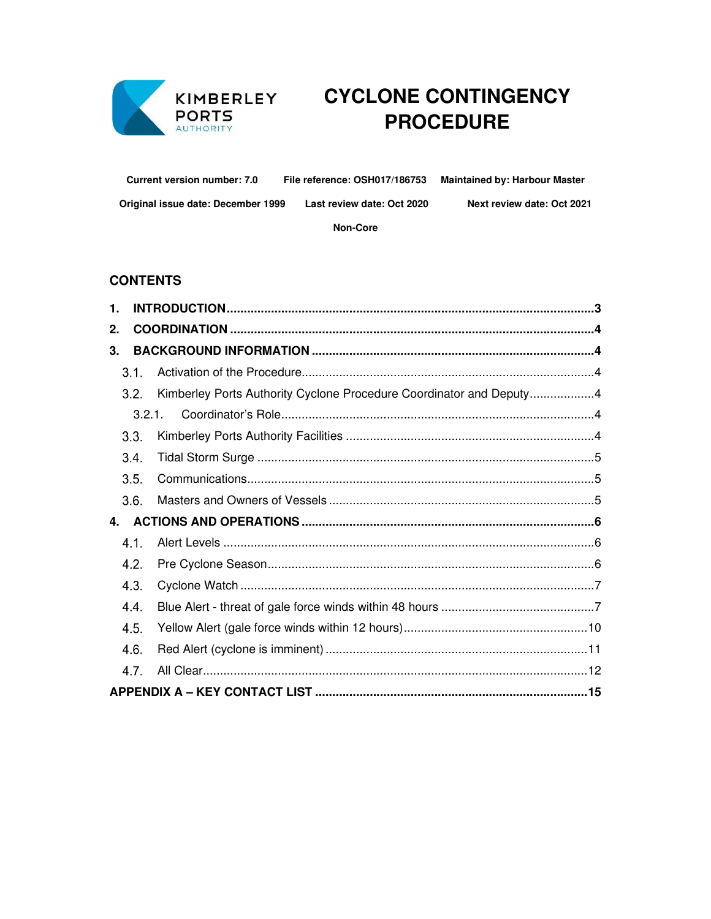KIMBERLEY PORTS AUTHORITY

# CYCLONE CONTINGENCY PROCEDURE

**Current version number: 7.0** **File reference: OSH017/186753** **Maintained by: Harbour Master**

**Original issue date: December 1999** **Last review date: Oct 2020** **Next review date: Oct 2021**

**Non-Core**

## CONTENTS

**1. INTRODUCTION** .......... **3**

**2. COORDINATION** .......... **4**

**3. BACKGROUND INFORMATION** .......... **4**

- 3.1. Activation of the Procedure .......... 4
- 3.2. Kimberley Ports Authority Cyclone Procedure Coordinator and Deputy .......... 4
  - 3.2.1. Coordinator's Role .......... 4
- 3.3. Kimberley Ports Authority Facilities .......... 4
- 3.4. Tidal Storm Surge .......... 5
- 3.5. Communications .......... 5
- 3.6. Masters and Owners of Vessels .......... 5

**4. ACTIONS AND OPERATIONS** .......... **6**

- 4.1. Alert Levels .......... 6
- 4.2. Pre Cyclone Season .......... 6
- 4.3. Cyclone Watch .......... 7
- 4.4. Blue Alert - threat of gale force winds within 48 hours .......... 7
- 4.5. Yellow Alert (gale force winds within 12 hours) .......... 10
- 4.6. Red Alert (cyclone is imminent) .......... 11
- 4.7. All Clear .......... 12

**APPENDIX A – KEY CONTACT LIST** .......... **15**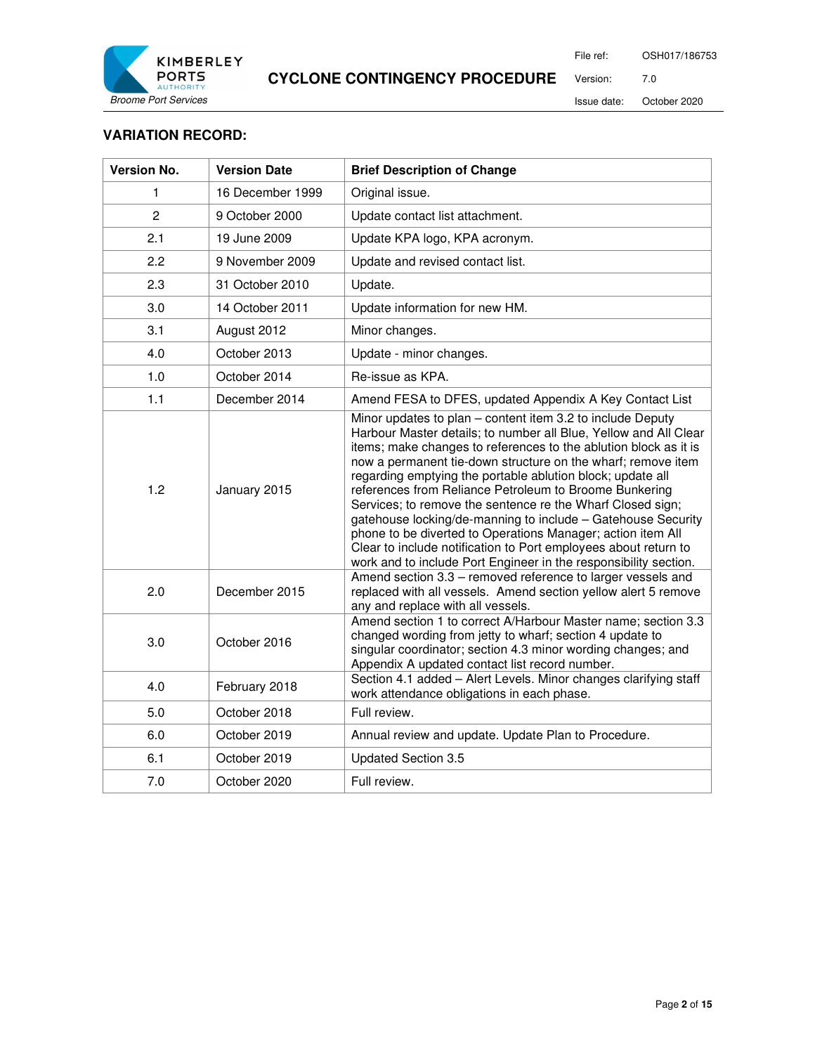## VARIATION RECORD:

| Version No. | Version Date | Brief Description of Change |
|---|---|---|
| 1 | 16 December 1999 | Original issue. |
| 2 | 9 October 2000 | Update contact list attachment. |
| 2.1 | 19 June 2009 | Update KPA logo, KPA acronym. |
| 2.2 | 9 November 2009 | Update and revised contact list. |
| 2.3 | 31 October 2010 | Update. |
| 3.0 | 14 October 2011 | Update information for new HM. |
| 3.1 | August 2012 | Minor changes. |
| 4.0 | October 2013 | Update - minor changes. |
| 1.0 | October 2014 | Re-issue as KPA. |
| 1.1 | December 2014 | Amend FESA to DFES, updated Appendix A Key Contact List |
| 1.2 | January 2015 | Minor updates to plan – content item 3.2 to include Deputy Harbour Master details; to number all Blue, Yellow and All Clear items; make changes to references to the ablution block as it is now a permanent tie-down structure on the wharf; remove item regarding emptying the portable ablution block; update all references from Reliance Petroleum to Broome Bunkering Services; to remove the sentence re the Wharf Closed sign; gatehouse locking/de-manning to include – Gatehouse Security phone to be diverted to Operations Manager; action item All Clear to include notification to Port employees about return to work and to include Port Engineer in the responsibility section. |
| 2.0 | December 2015 | Amend section 3.3 – removed reference to larger vessels and replaced with all vessels. Amend section yellow alert 5 remove any and replace with all vessels. |
| 3.0 | October 2016 | Amend section 1 to correct A/Harbour Master name; section 3.3 changed wording from jetty to wharf; section 4 update to singular coordinator; section 4.3 minor wording changes; and Appendix A updated contact list record number. |
| 4.0 | February 2018 | Section 4.1 added – Alert Levels. Minor changes clarifying staff work attendance obligations in each phase. |
| 5.0 | October 2018 | Full review. |
| 6.0 | October 2019 | Annual review and update. Update Plan to Procedure. |
| 6.1 | October 2019 | Updated Section 3.5 |
| 7.0 | October 2020 | Full review. |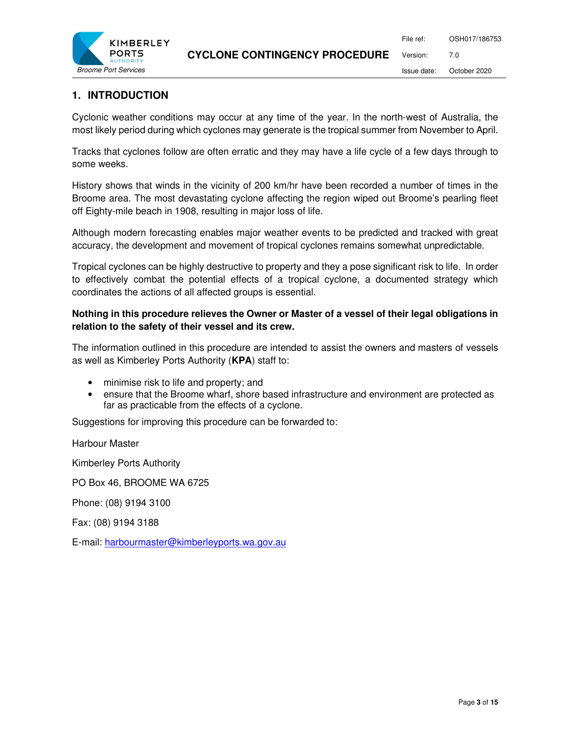# 1. INTRODUCTION

Cyclonic weather conditions may occur at any time of the year. In the north-west of Australia, the most likely period during which cyclones may generate is the tropical summer from November to April.

Tracks that cyclones follow are often erratic and they may have a life cycle of a few days through to some weeks.

History shows that winds in the vicinity of 200 km/hr have been recorded a number of times in the Broome area. The most devastating cyclone affecting the region wiped out Broome's pearling fleet off Eighty-mile beach in 1908, resulting in major loss of life.

Although modern forecasting enables major weather events to be predicted and tracked with great accuracy, the development and movement of tropical cyclones remains somewhat unpredictable.

Tropical cyclones can be highly destructive to property and they a pose significant risk to life. In order to effectively combat the potential effects of a tropical cyclone, a documented strategy which coordinates the actions of all affected groups is essential.

**Nothing in this procedure relieves the Owner or Master of a vessel of their legal obligations in relation to the safety of their vessel and its crew.**

The information outlined in this procedure are intended to assist the owners and masters of vessels as well as Kimberley Ports Authority (**KPA**) staff to:

- minimise risk to life and property; and
- ensure that the Broome wharf, shore based infrastructure and environment are protected as far as practicable from the effects of a cyclone.

Suggestions for improving this procedure can be forwarded to:

Harbour Master

Kimberley Ports Authority

PO Box 46, BROOME WA 6725

Phone: (08) 9194 3100

Fax: (08) 9194 3188

E-mail: harbourmaster@kimberleyports.wa.gov.au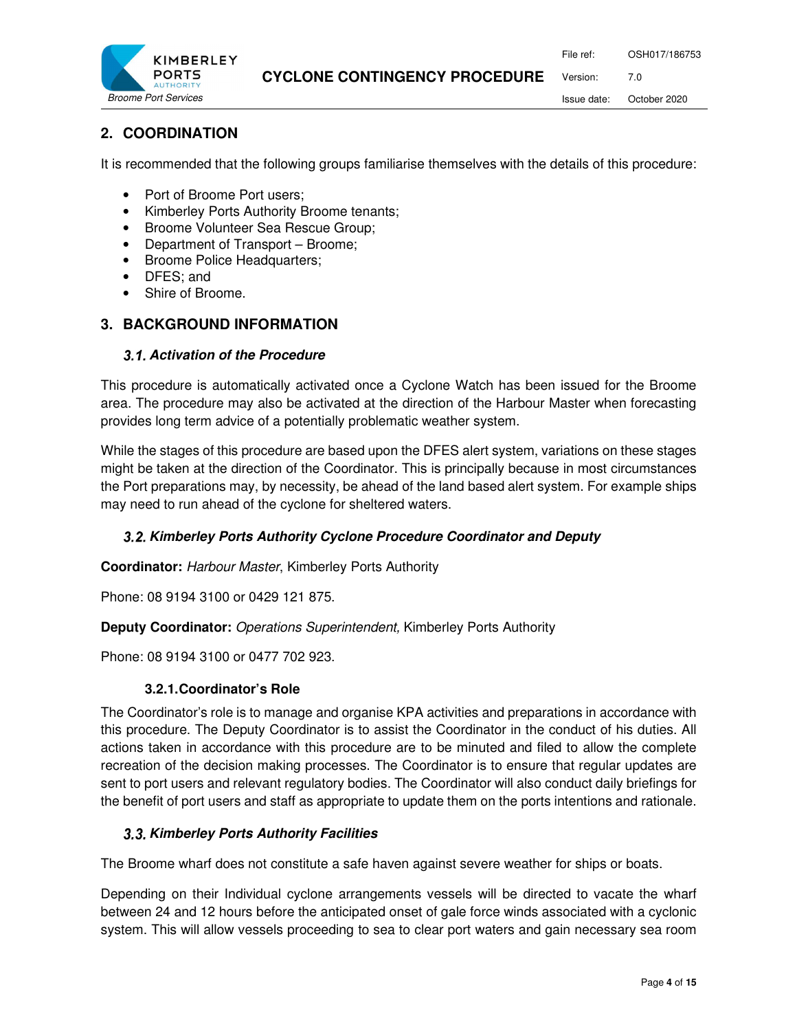## 2. COORDINATION

It is recommended that the following groups familiarise themselves with the details of this procedure:

- Port of Broome Port users;
- Kimberley Ports Authority Broome tenants;
- Broome Volunteer Sea Rescue Group;
- Department of Transport – Broome;
- Broome Police Headquarters;
- DFES; and
- Shire of Broome.

## 3. BACKGROUND INFORMATION

### 3.1. Activation of the Procedure

This procedure is automatically activated once a Cyclone Watch has been issued for the Broome area. The procedure may also be activated at the direction of the Harbour Master when forecasting provides long term advice of a potentially problematic weather system.

While the stages of this procedure are based upon the DFES alert system, variations on these stages might be taken at the direction of the Coordinator. This is principally because in most circumstances the Port preparations may, by necessity, be ahead of the land based alert system. For example ships may need to run ahead of the cyclone for sheltered waters.

### 3.2. Kimberley Ports Authority Cyclone Procedure Coordinator and Deputy

**Coordinator:** *Harbour Master*, Kimberley Ports Authority

Phone: 08 9194 3100 or 0429 121 875.

**Deputy Coordinator:** *Operations Superintendent,* Kimberley Ports Authority

Phone: 08 9194 3100 or 0477 702 923.

#### 3.2.1. Coordinator's Role

The Coordinator's role is to manage and organise KPA activities and preparations in accordance with this procedure. The Deputy Coordinator is to assist the Coordinator in the conduct of his duties. All actions taken in accordance with this procedure are to be minuted and filed to allow the complete recreation of the decision making processes. The Coordinator is to ensure that regular updates are sent to port users and relevant regulatory bodies. The Coordinator will also conduct daily briefings for the benefit of port users and staff as appropriate to update them on the ports intentions and rationale.

### 3.3. Kimberley Ports Authority Facilities

The Broome wharf does not constitute a safe haven against severe weather for ships or boats.

Depending on their Individual cyclone arrangements vessels will be directed to vacate the wharf between 24 and 12 hours before the anticipated onset of gale force winds associated with a cyclonic system. This will allow vessels proceeding to sea to clear port waters and gain necessary sea room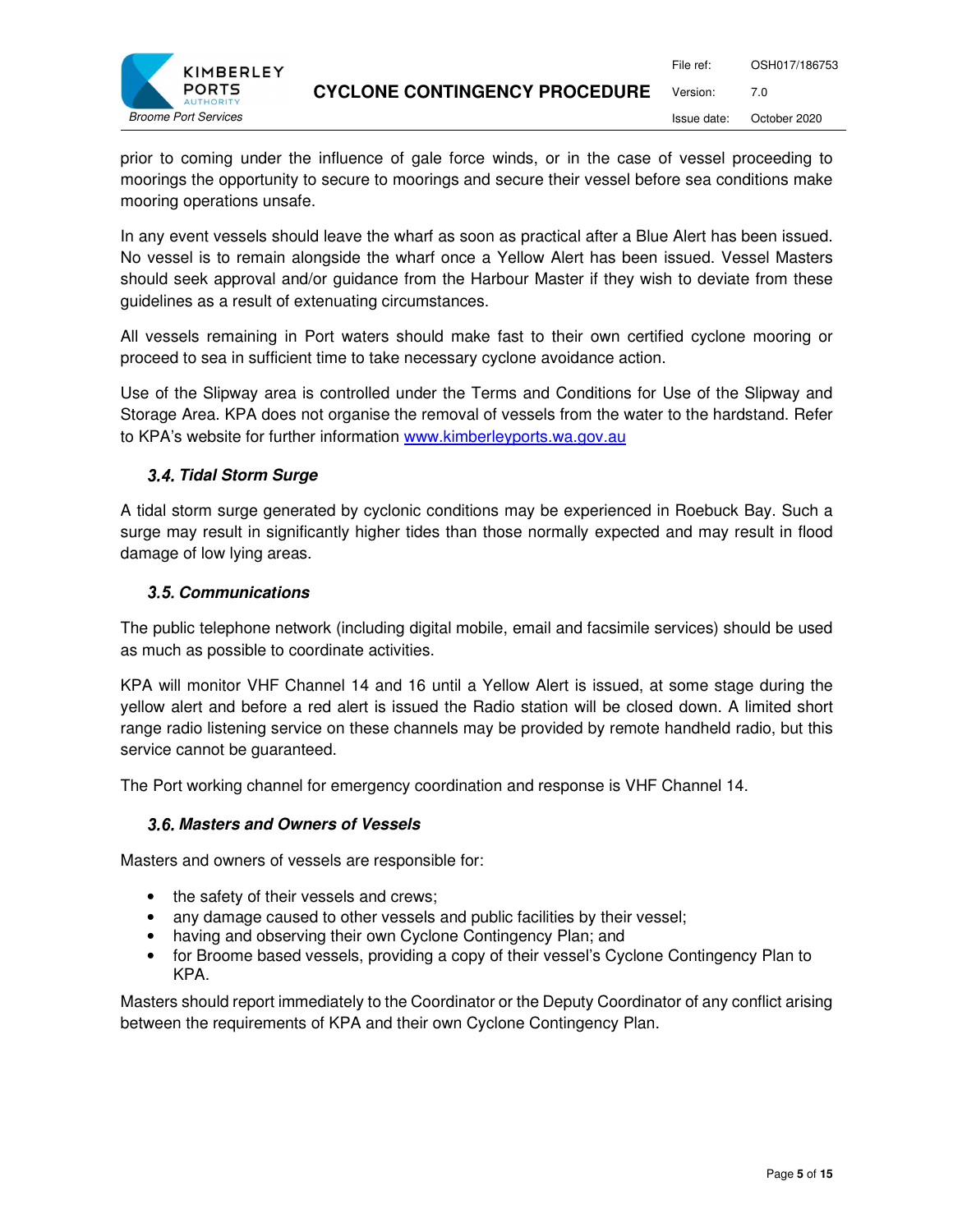prior to coming under the influence of gale force winds, or in the case of vessel proceeding to moorings the opportunity to secure to moorings and secure their vessel before sea conditions make mooring operations unsafe.

In any event vessels should leave the wharf as soon as practical after a Blue Alert has been issued. No vessel is to remain alongside the wharf once a Yellow Alert has been issued. Vessel Masters should seek approval and/or guidance from the Harbour Master if they wish to deviate from these guidelines as a result of extenuating circumstances.

All vessels remaining in Port waters should make fast to their own certified cyclone mooring or proceed to sea in sufficient time to take necessary cyclone avoidance action.

Use of the Slipway area is controlled under the Terms and Conditions for Use of the Slipway and Storage Area. KPA does not organise the removal of vessels from the water to the hardstand. Refer to KPA's website for further information [www.kimberleyports.wa.gov.au](http://www.kimberleyports.wa.gov.au)

### *3.4. Tidal Storm Surge*

A tidal storm surge generated by cyclonic conditions may be experienced in Roebuck Bay. Such a surge may result in significantly higher tides than those normally expected and may result in flood damage of low lying areas.

### *3.5. Communications*

The public telephone network (including digital mobile, email and facsimile services) should be used as much as possible to coordinate activities.

KPA will monitor VHF Channel 14 and 16 until a Yellow Alert is issued, at some stage during the yellow alert and before a red alert is issued the Radio station will be closed down. A limited short range radio listening service on these channels may be provided by remote handheld radio, but this service cannot be guaranteed.

The Port working channel for emergency coordination and response is VHF Channel 14.

### *3.6. Masters and Owners of Vessels*

Masters and owners of vessels are responsible for:

- the safety of their vessels and crews;
- any damage caused to other vessels and public facilities by their vessel;
- having and observing their own Cyclone Contingency Plan; and
- for Broome based vessels, providing a copy of their vessel's Cyclone Contingency Plan to KPA.

Masters should report immediately to the Coordinator or the Deputy Coordinator of any conflict arising between the requirements of KPA and their own Cyclone Contingency Plan.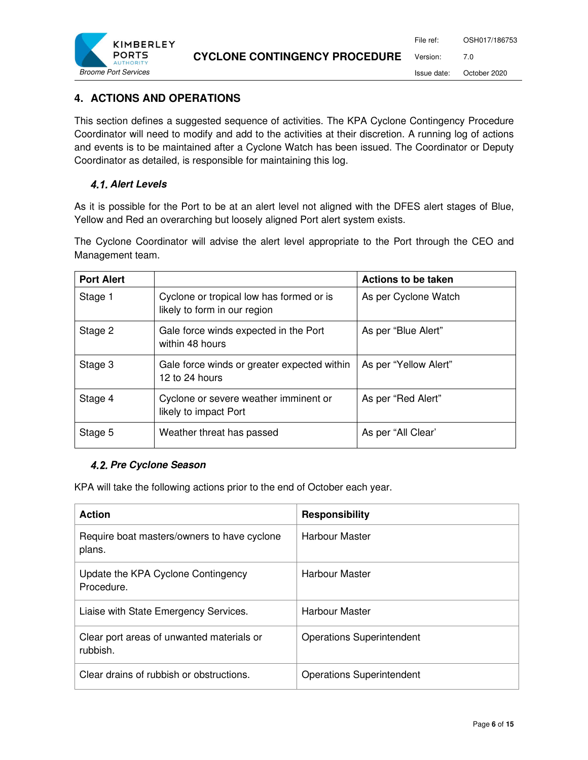## 4. ACTIONS AND OPERATIONS

This section defines a suggested sequence of activities. The KPA Cyclone Contingency Procedure Coordinator will need to modify and add to the activities at their discretion. A running log of actions and events is to be maintained after a Cyclone Watch has been issued. The Coordinator or Deputy Coordinator as detailed, is responsible for maintaining this log.

### *4.1. Alert Levels*

As it is possible for the Port to be at an alert level not aligned with the DFES alert stages of Blue, Yellow and Red an overarching but loosely aligned Port alert system exists.

The Cyclone Coordinator will advise the alert level appropriate to the Port through the CEO and Management team.

| Port Alert | | Actions to be taken |
|---|---|---|
| Stage 1 | Cyclone or tropical low has formed or is likely to form in our region | As per Cyclone Watch |
| Stage 2 | Gale force winds expected in the Port within 48 hours | As per “Blue Alert” |
| Stage 3 | Gale force winds or greater expected within 12 to 24 hours | As per “Yellow Alert” |
| Stage 4 | Cyclone or severe weather imminent or likely to impact Port | As per “Red Alert” |
| Stage 5 | Weather threat has passed | As per “All Clear’ |

### *4.2. Pre Cyclone Season*

KPA will take the following actions prior to the end of October each year.

| Action | Responsibility |
|---|---|
| Require boat masters/owners to have cyclone plans. | Harbour Master |
| Update the KPA Cyclone Contingency Procedure. | Harbour Master |
| Liaise with State Emergency Services. | Harbour Master |
| Clear port areas of unwanted materials or rubbish. | Operations Superintendent |
| Clear drains of rubbish or obstructions. | Operations Superintendent |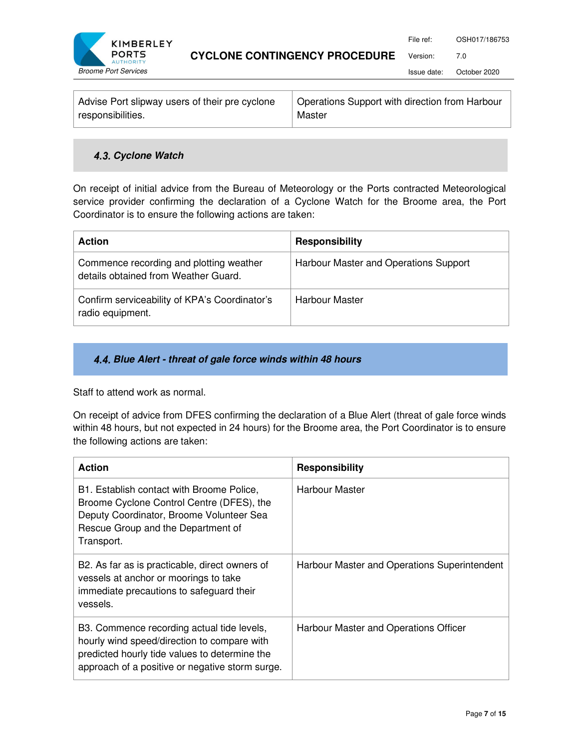| Advise Port slipway users of their pre cyclone responsibilities. | Operations Support with direction from Harbour Master |
|---|---|

### 4.3. Cyclone Watch

On receipt of initial advice from the Bureau of Meteorology or the Ports contracted Meteorological service provider confirming the declaration of a Cyclone Watch for the Broome area, the Port Coordinator is to ensure the following actions are taken:

| Action | Responsibility |
|---|---|
| Commence recording and plotting weather details obtained from Weather Guard. | Harbour Master and Operations Support |
| Confirm serviceability of KPA's Coordinator's radio equipment. | Harbour Master |

### 4.4. Blue Alert - threat of gale force winds within 48 hours

Staff to attend work as normal.

On receipt of advice from DFES confirming the declaration of a Blue Alert (threat of gale force winds within 48 hours, but not expected in 24 hours) for the Broome area, the Port Coordinator is to ensure the following actions are taken:

| Action | Responsibility |
|---|---|
| B1. Establish contact with Broome Police, Broome Cyclone Control Centre (DFES), the Deputy Coordinator, Broome Volunteer Sea Rescue Group and the Department of Transport. | Harbour Master |
| B2. As far as is practicable, direct owners of vessels at anchor or moorings to take immediate precautions to safeguard their vessels. | Harbour Master and Operations Superintendent |
| B3. Commence recording actual tide levels, hourly wind speed/direction to compare with predicted hourly tide values to determine the approach of a positive or negative storm surge. | Harbour Master and Operations Officer |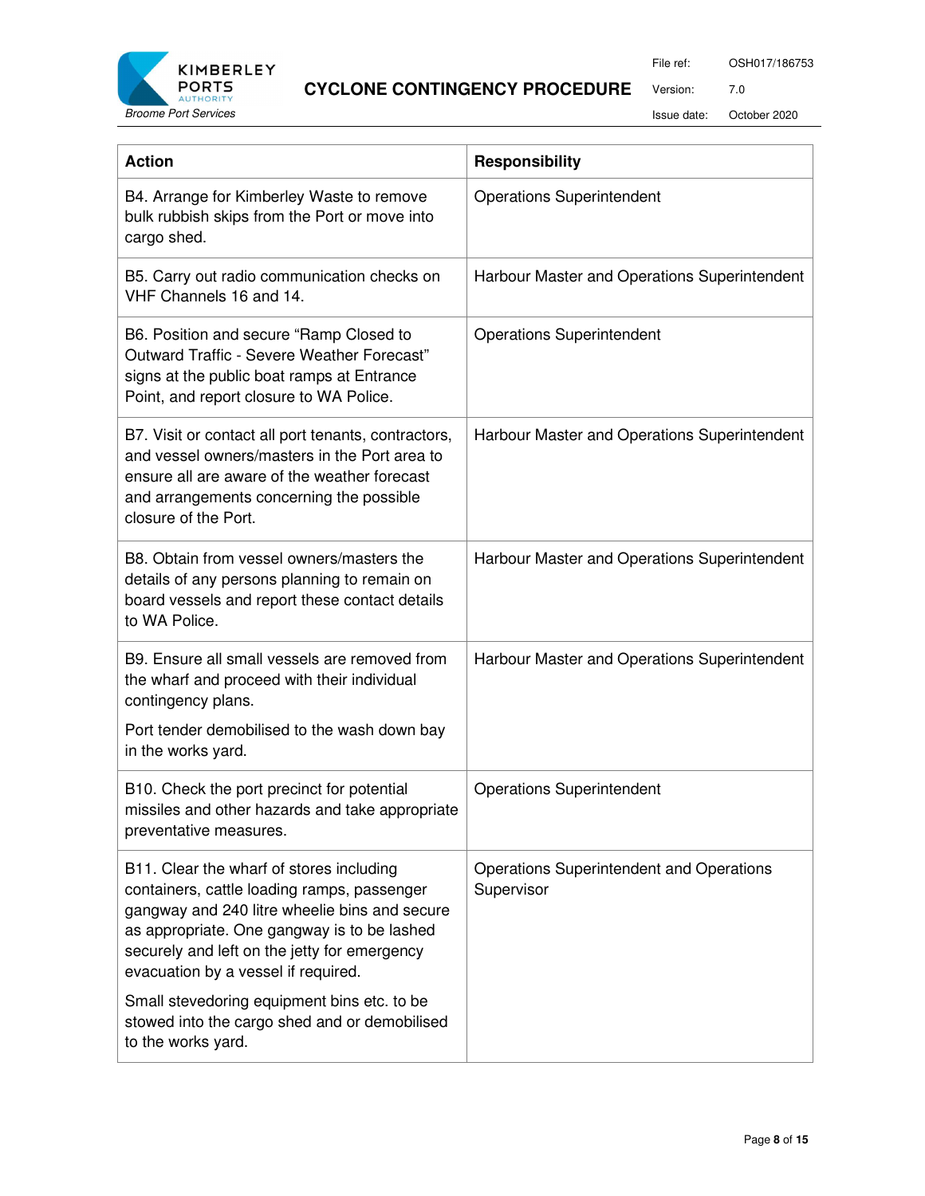| Action | Responsibility |
| --- | --- |
| B4. Arrange for Kimberley Waste to remove bulk rubbish skips from the Port or move into cargo shed. | Operations Superintendent |
| B5. Carry out radio communication checks on VHF Channels 16 and 14. | Harbour Master and Operations Superintendent |
| B6. Position and secure "Ramp Closed to Outward Traffic - Severe Weather Forecast" signs at the public boat ramps at Entrance Point, and report closure to WA Police. | Operations Superintendent |
| B7. Visit or contact all port tenants, contractors, and vessel owners/masters in the Port area to ensure all are aware of the weather forecast and arrangements concerning the possible closure of the Port. | Harbour Master and Operations Superintendent |
| B8. Obtain from vessel owners/masters the details of any persons planning to remain on board vessels and report these contact details to WA Police. | Harbour Master and Operations Superintendent |
| B9. Ensure all small vessels are removed from the wharf and proceed with their individual contingency plans.<br><br>Port tender demobilised to the wash down bay in the works yard. | Harbour Master and Operations Superintendent |
| B10. Check the port precinct for potential missiles and other hazards and take appropriate preventative measures. | Operations Superintendent |
| B11. Clear the wharf of stores including containers, cattle loading ramps, passenger gangway and 240 litre wheelie bins and secure as appropriate. One gangway is to be lashed securely and left on the jetty for emergency evacuation by a vessel if required.<br><br>Small stevedoring equipment bins etc. to be stowed into the cargo shed and or demobilised to the works yard. | Operations Superintendent and Operations Supervisor |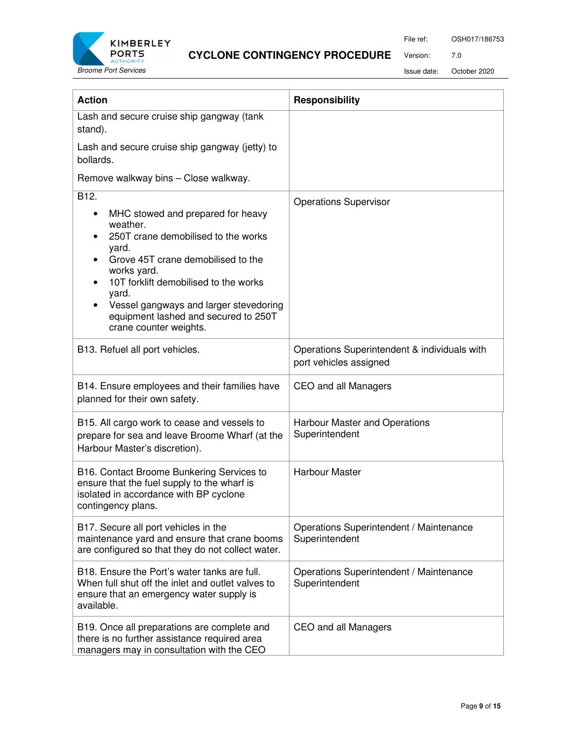| Action | Responsibility |
|---|---|
| Lash and secure cruise ship gangway (tank stand).<br><br>Lash and secure cruise ship gangway (jetty) to bollards.<br><br>Remove walkway bins – Close walkway. | |
| B12.<br>• MHC stowed and prepared for heavy weather.<br>• 250T crane demobilised to the works yard.<br>• Grove 45T crane demobilised to the works yard.<br>• 10T forklift demobilised to the works yard.<br>• Vessel gangways and larger stevedoring equipment lashed and secured to 250T crane counter weights. | Operations Supervisor |
| B13. Refuel all port vehicles. | Operations Superintendent & individuals with port vehicles assigned |
| B14. Ensure employees and their families have planned for their own safety. | CEO and all Managers |
| B15. All cargo work to cease and vessels to prepare for sea and leave Broome Wharf (at the Harbour Master's discretion). | Harbour Master and Operations Superintendent |
| B16. Contact Broome Bunkering Services to ensure that the fuel supply to the wharf is isolated in accordance with BP cyclone contingency plans. | Harbour Master |
| B17. Secure all port vehicles in the maintenance yard and ensure that crane booms are configured so that they do not collect water. | Operations Superintendent / Maintenance Superintendent |
| B18. Ensure the Port's water tanks are full. When full shut off the inlet and outlet valves to ensure that an emergency water supply is available. | Operations Superintendent / Maintenance Superintendent |
| B19. Once all preparations are complete and there is no further assistance required area managers may in consultation with the CEO | CEO and all Managers |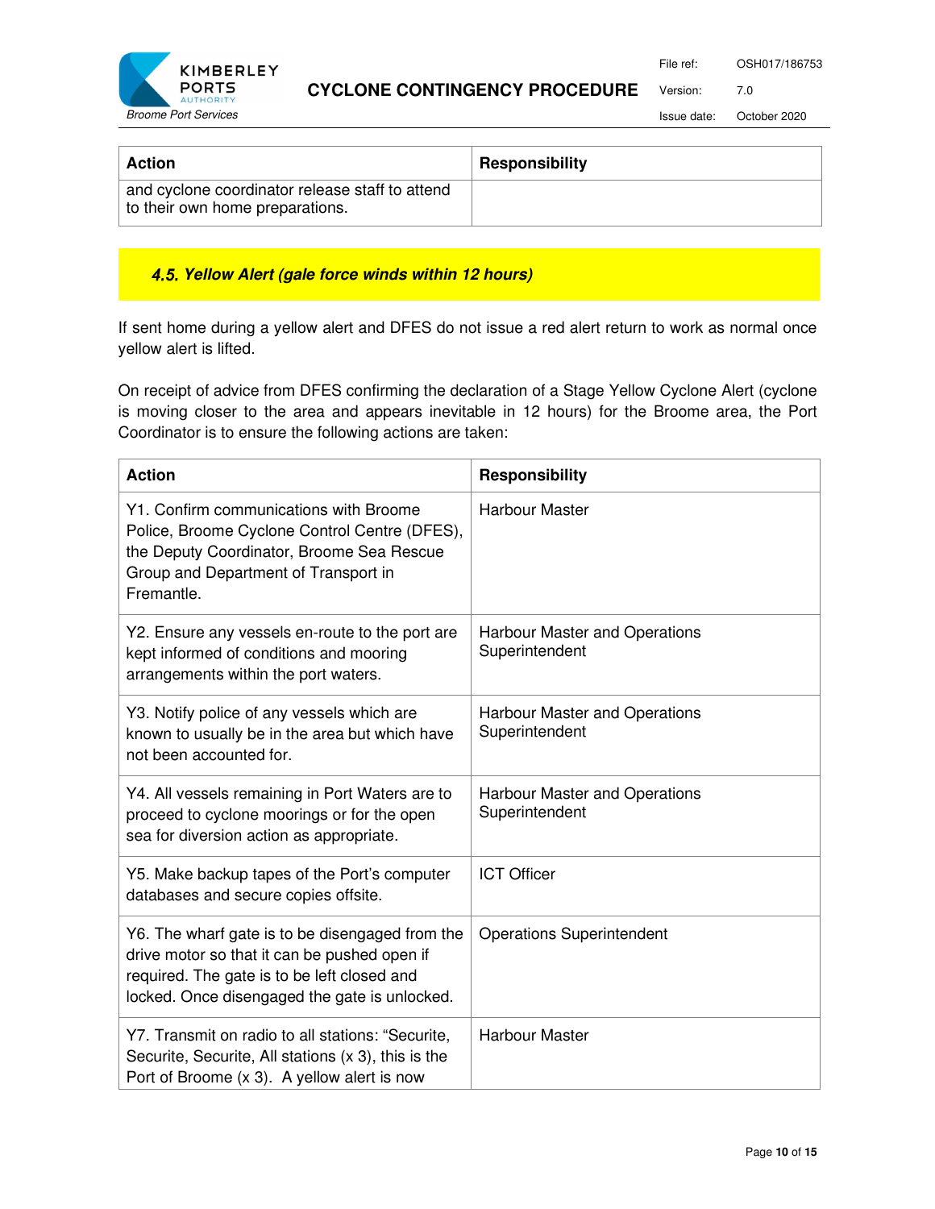| Action | Responsibility |
|---|---|
| and cyclone coordinator release staff to attend to their own home preparations. | |

### 4.5. Yellow Alert (gale force winds within 12 hours)

If sent home during a yellow alert and DFES do not issue a red alert return to work as normal once yellow alert is lifted.

On receipt of advice from DFES confirming the declaration of a Stage Yellow Cyclone Alert (cyclone is moving closer to the area and appears inevitable in 12 hours) for the Broome area, the Port Coordinator is to ensure the following actions are taken:

| Action | Responsibility |
|---|---|
| Y1. Confirm communications with Broome Police, Broome Cyclone Control Centre (DFES), the Deputy Coordinator, Broome Sea Rescue Group and Department of Transport in Fremantle. | Harbour Master |
| Y2. Ensure any vessels en-route to the port are kept informed of conditions and mooring arrangements within the port waters. | Harbour Master and Operations Superintendent |
| Y3. Notify police of any vessels which are known to usually be in the area but which have not been accounted for. | Harbour Master and Operations Superintendent |
| Y4. All vessels remaining in Port Waters are to proceed to cyclone moorings or for the open sea for diversion action as appropriate. | Harbour Master and Operations Superintendent |
| Y5. Make backup tapes of the Port's computer databases and secure copies offsite. | ICT Officer |
| Y6. The wharf gate is to be disengaged from the drive motor so that it can be pushed open if required. The gate is to be left closed and locked. Once disengaged the gate is unlocked. | Operations Superintendent |
| Y7. Transmit on radio to all stations: "Securite, Securite, Securite, All stations (x 3), this is the Port of Broome (x 3). A yellow alert is now | Harbour Master |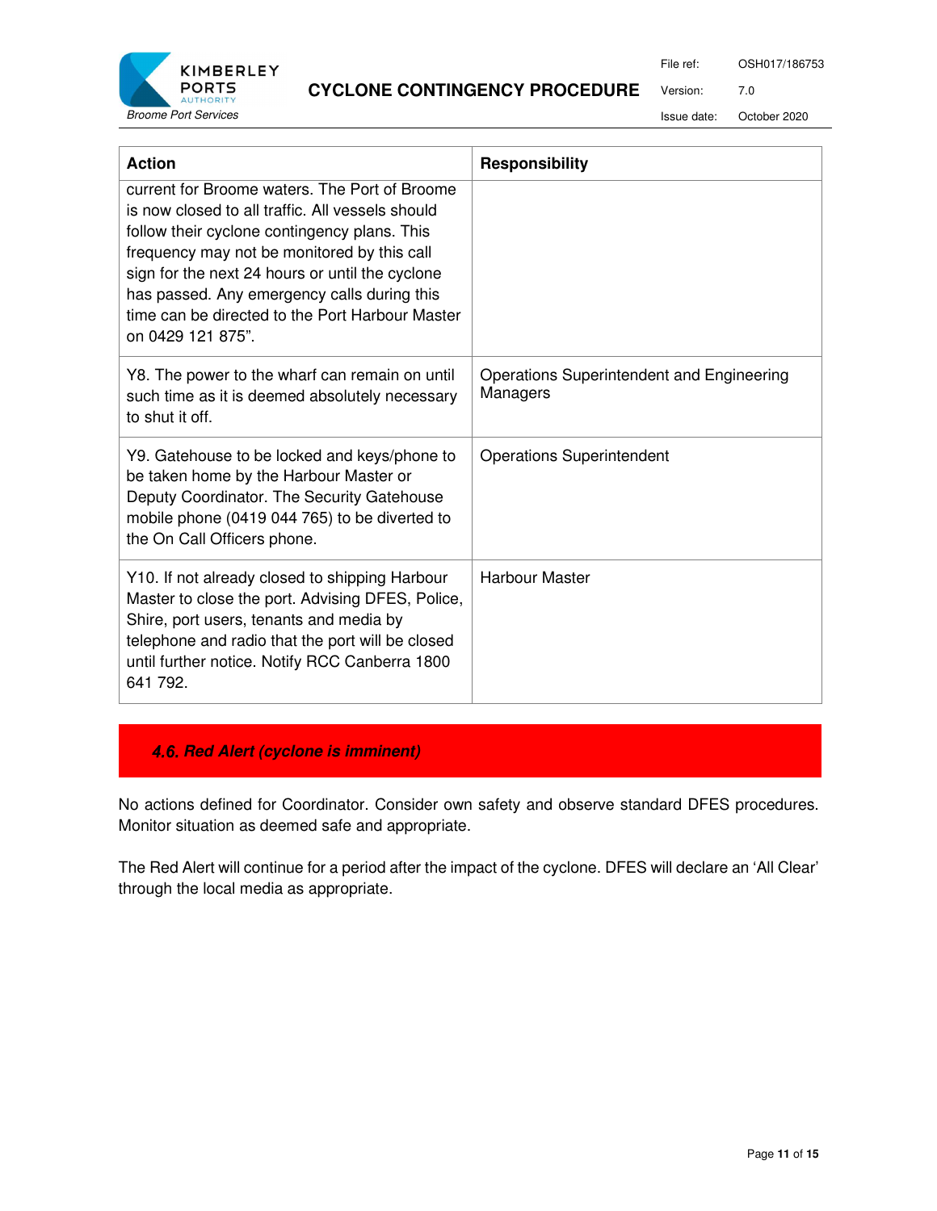| Action | Responsibility |
|---|---|
| current for Broome waters. The Port of Broome is now closed to all traffic. All vessels should follow their cyclone contingency plans. This frequency may not be monitored by this call sign for the next 24 hours or until the cyclone has passed. Any emergency calls during this time can be directed to the Port Harbour Master on 0429 121 875". | |
| Y8. The power to the wharf can remain on until such time as it is deemed absolutely necessary to shut it off. | Operations Superintendent and Engineering Managers |
| Y9. Gatehouse to be locked and keys/phone to be taken home by the Harbour Master or Deputy Coordinator. The Security Gatehouse mobile phone (0419 044 765) to be diverted to the On Call Officers phone. | Operations Superintendent |
| Y10. If not already closed to shipping Harbour Master to close the port. Advising DFES, Police, Shire, port users, tenants and media by telephone and radio that the port will be closed until further notice. Notify RCC Canberra 1800 641 792. | Harbour Master |

### *4.6. Red Alert (cyclone is imminent)*

No actions defined for Coordinator. Consider own safety and observe standard DFES procedures. Monitor situation as deemed safe and appropriate.

The Red Alert will continue for a period after the impact of the cyclone. DFES will declare an 'All Clear' through the local media as appropriate.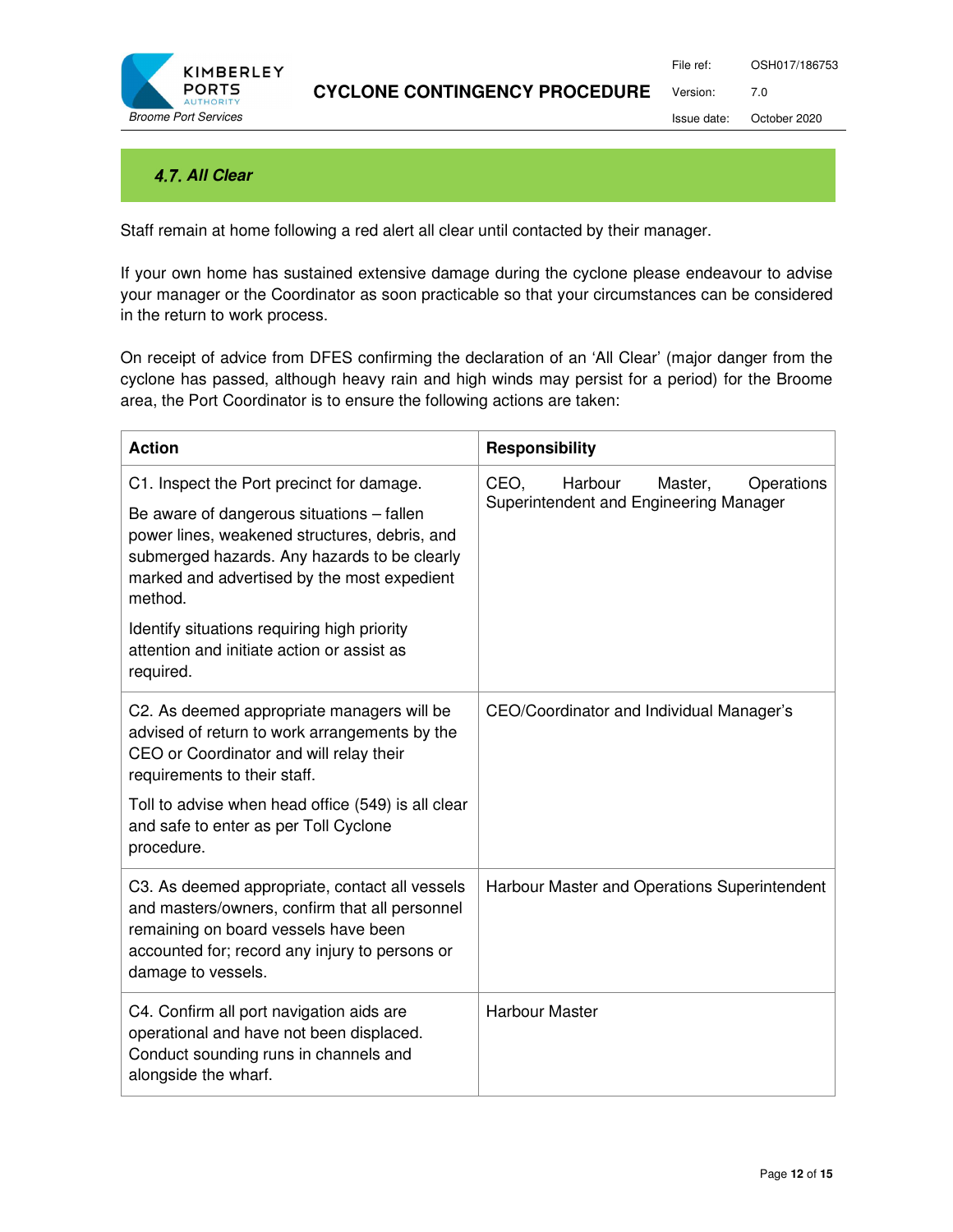### 4.7. All Clear

Staff remain at home following a red alert all clear until contacted by their manager.

If your own home has sustained extensive damage during the cyclone please endeavour to advise your manager or the Coordinator as soon practicable so that your circumstances can be considered in the return to work process.

On receipt of advice from DFES confirming the declaration of an 'All Clear' (major danger from the cyclone has passed, although heavy rain and high winds may persist for a period) for the Broome area, the Port Coordinator is to ensure the following actions are taken:

| Action | Responsibility |
|---|---|
| C1. Inspect the Port precinct for damage.<br><br>Be aware of dangerous situations – fallen power lines, weakened structures, debris, and submerged hazards. Any hazards to be clearly marked and advertised by the most expedient method.<br><br>Identify situations requiring high priority attention and initiate action or assist as required. | CEO, Harbour Master, Operations Superintendent and Engineering Manager |
| C2. As deemed appropriate managers will be advised of return to work arrangements by the CEO or Coordinator and will relay their requirements to their staff.<br><br>Toll to advise when head office (549) is all clear and safe to enter as per Toll Cyclone procedure. | CEO/Coordinator and Individual Manager's |
| C3. As deemed appropriate, contact all vessels and masters/owners, confirm that all personnel remaining on board vessels have been accounted for; record any injury to persons or damage to vessels. | Harbour Master and Operations Superintendent |
| C4. Confirm all port navigation aids are operational and have not been displaced. Conduct sounding runs in channels and alongside the wharf. | Harbour Master |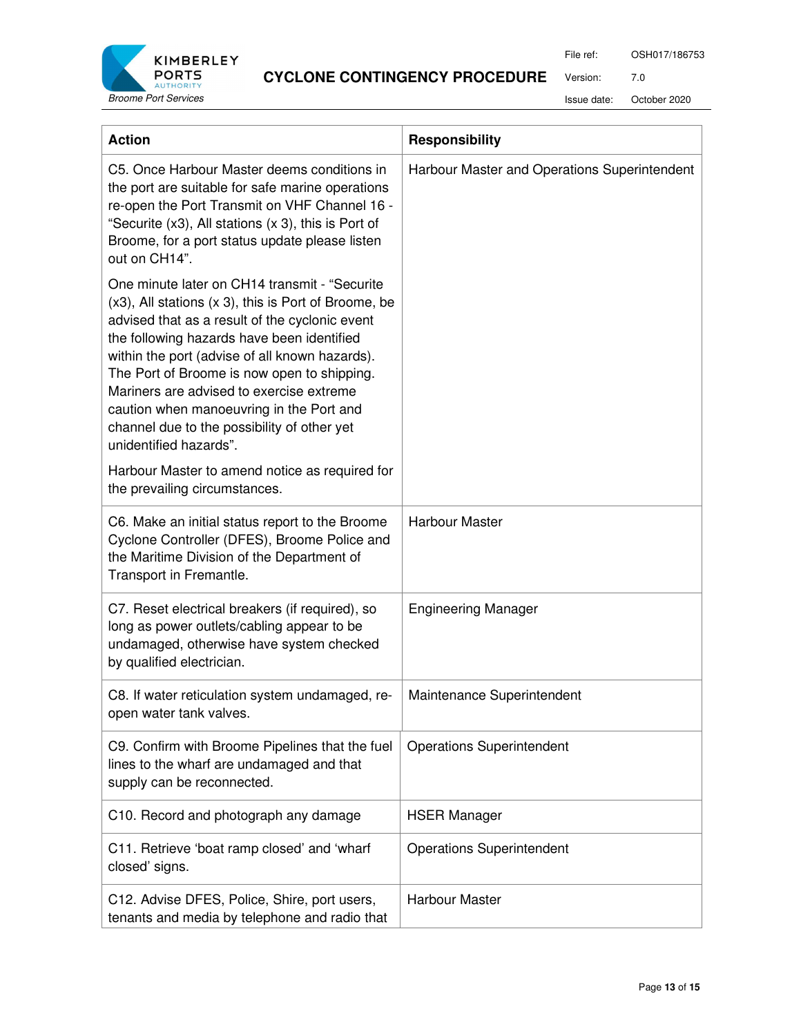| Action | Responsibility |
| --- | --- |
| C5. Once Harbour Master deems conditions in the port are suitable for safe marine operations re-open the Port Transmit on VHF Channel 16 - "Securite (x3), All stations (x 3), this is Port of Broome, for a port status update please listen out on CH14".<br><br>One minute later on CH14 transmit - "Securite (x3), All stations (x 3), this is Port of Broome, be advised that as a result of the cyclonic event the following hazards have been identified within the port (advise of all known hazards). The Port of Broome is now open to shipping. Mariners are advised to exercise extreme caution when manoeuvring in the Port and channel due to the possibility of other yet unidentified hazards".<br><br>Harbour Master to amend notice as required for the prevailing circumstances. | Harbour Master and Operations Superintendent |
| C6. Make an initial status report to the Broome Cyclone Controller (DFES), Broome Police and the Maritime Division of the Department of Transport in Fremantle. | Harbour Master |
| C7. Reset electrical breakers (if required), so long as power outlets/cabling appear to be undamaged, otherwise have system checked by qualified electrician. | Engineering Manager |
| C8. If water reticulation system undamaged, re-open water tank valves. | Maintenance Superintendent |
| C9. Confirm with Broome Pipelines that the fuel lines to the wharf are undamaged and that supply can be reconnected. | Operations Superintendent |
| C10. Record and photograph any damage | HSER Manager |
| C11. Retrieve 'boat ramp closed' and 'wharf closed' signs. | Operations Superintendent |
| C12. Advise DFES, Police, Shire, port users, tenants and media by telephone and radio that | Harbour Master |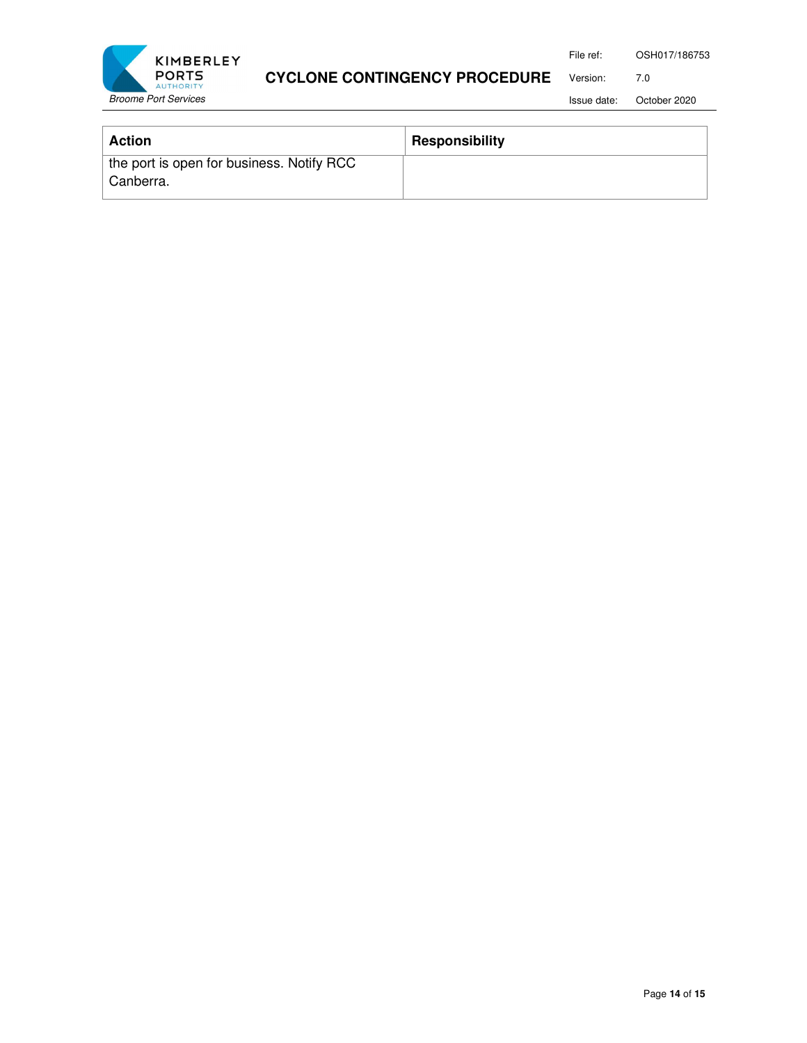| Action | Responsibility |
| --- | --- |
| the port is open for business. Notify RCC Canberra. | |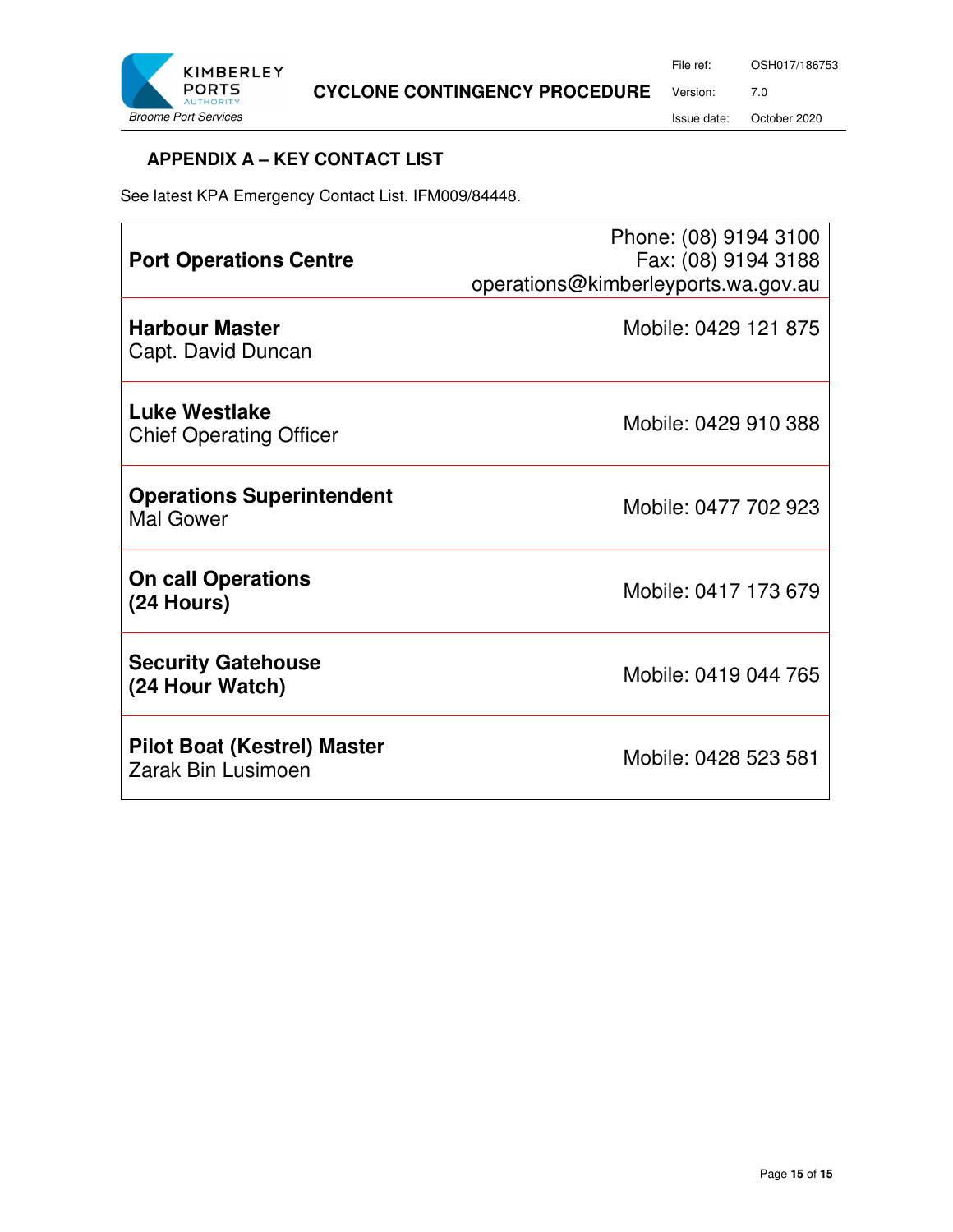## APPENDIX A – KEY CONTACT LIST

See latest KPA Emergency Contact List. IFM009/84448.

| | |
|---|---|
| **Port Operations Centre** | Phone: (08) 9194 3100<br>Fax: (08) 9194 3188<br>operations@kimberleyports.wa.gov.au |
| **Harbour Master**<br>Capt. David Duncan | Mobile: 0429 121 875 |
| **Luke Westlake**<br>Chief Operating Officer | Mobile: 0429 910 388 |
| **Operations Superintendent**<br>Mal Gower | Mobile: 0477 702 923 |
| **On call Operations (24 Hours)** | Mobile: 0417 173 679 |
| **Security Gatehouse (24 Hour Watch)** | Mobile: 0419 044 765 |
| **Pilot Boat (Kestrel) Master**<br>Zarak Bin Lusimoen | Mobile: 0428 523 581 |